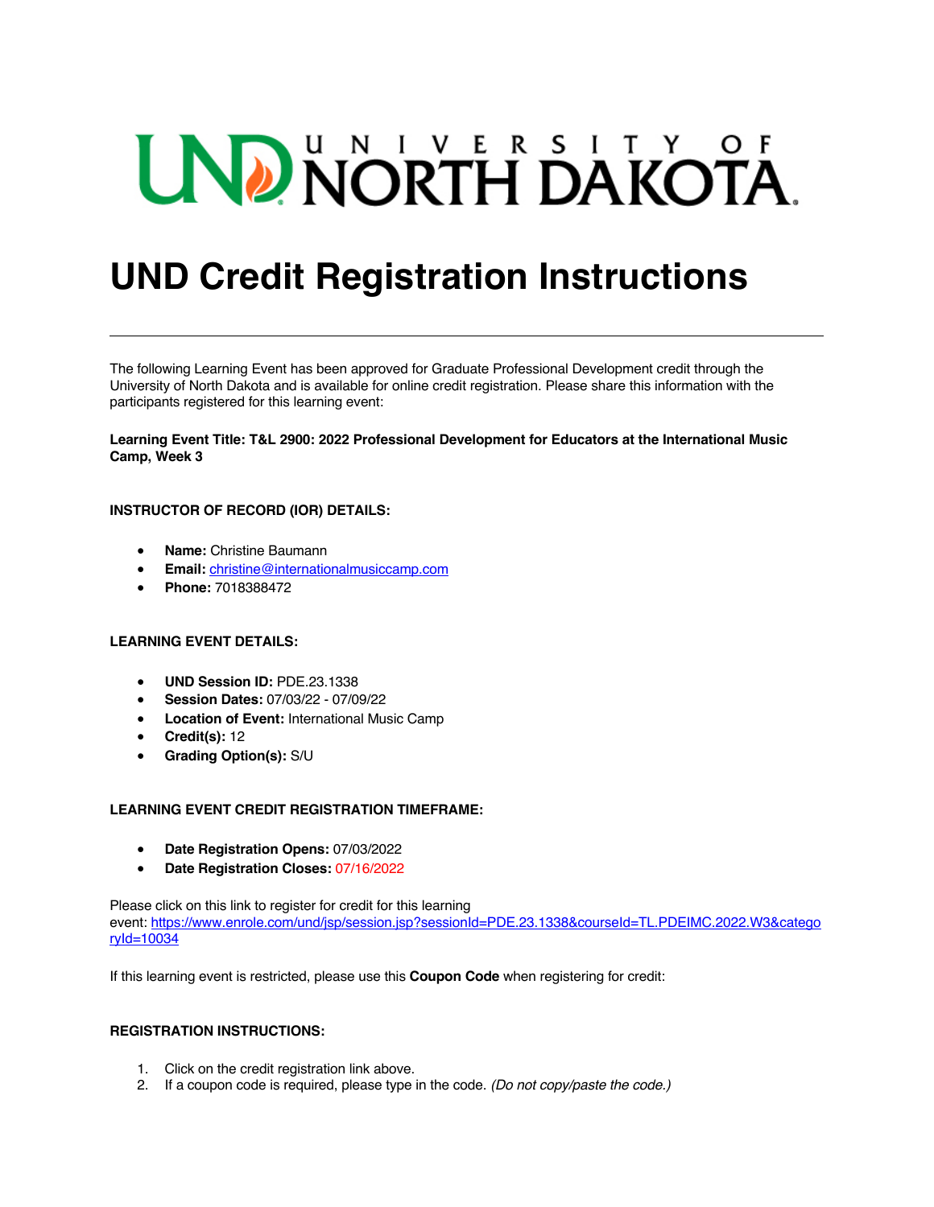# UND Credit Registration Instructions

---

The following Learning Event has been approved for Graduate Professional Development credit through the University of North Dakota and is available for online credit registration. Please share this information with the participants registered for this learning event:

**Learning Event Title: T&L 2900: 2022 Professional Development for Educators at the International Music Camp, Week 3**

**INSTRUCTOR OF RECORD (IOR) DETAILS:**

- **Name:** Christine Baumann
- **Email:** christine@internationalmusiccamp.com
- **Phone:** 7018388472

**LEARNING EVENT DETAILS:**

- **UND Session ID:** PDE.23.1338
- **Session Dates:** 07/03/22 - 07/09/22
- **Location of Event:** International Music Camp
- **Credit(s):** 12
- **Grading Option(s):** S/U

**LEARNING EVENT CREDIT REGISTRATION TIMEFRAME:**

- **Date Registration Opens:** 07/03/2022
- **Date Registration Closes:** 07/16/2022

Please click on this link to register for credit for this learning event: https://www.enrole.com/und/jsp/session.jsp?sessionId=PDE.23.1338&courseId=TL.PDEIMC.2022.W3&categoryId=10034

If this learning event is restricted, please use this **Coupon Code** when registering for credit:

**REGISTRATION INSTRUCTIONS:**

1. Click on the credit registration link above.
2. If a coupon code is required, please type in the code. *(Do not copy/paste the code.)*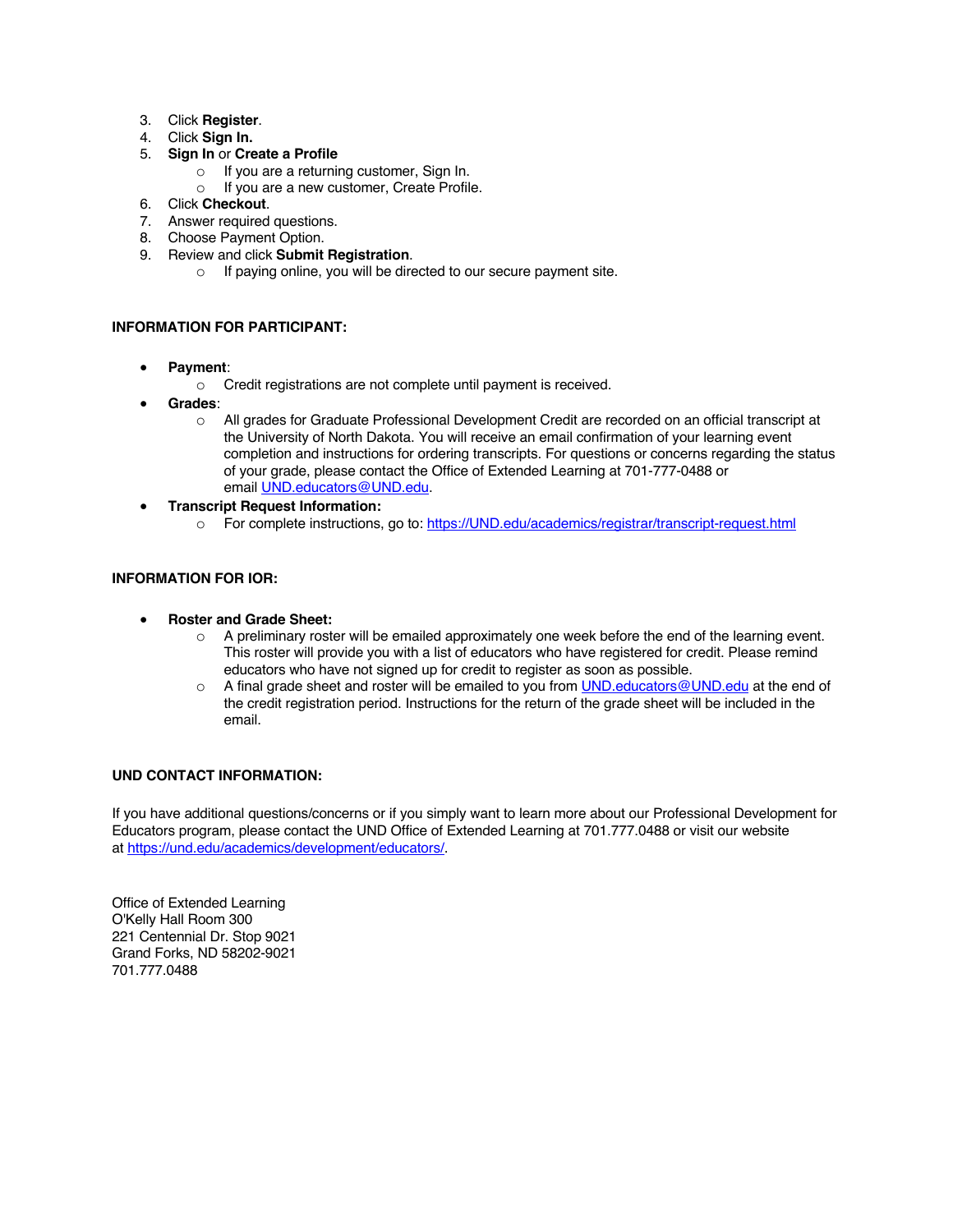3. Click **Register**.
4. Click **Sign In.**
5. **Sign In** or **Create a Profile**
   - If you are a returning customer, Sign In.
   - If you are a new customer, Create Profile.
6. Click **Checkout**.
7. Answer required questions.
8. Choose Payment Option.
9. Review and click **Submit Registration**.
   - If paying online, you will be directed to our secure payment site.

**INFORMATION FOR PARTICIPANT:**

- **Payment**:
  - Credit registrations are not complete until payment is received.
- **Grades**:
  - All grades for Graduate Professional Development Credit are recorded on an official transcript at the University of North Dakota. You will receive an email confirmation of your learning event completion and instructions for ordering transcripts. For questions or concerns regarding the status of your grade, please contact the Office of Extended Learning at 701-777-0488 or email UND.educators@UND.edu.
- **Transcript Request Information:**
  - For complete instructions, go to: https://UND.edu/academics/registrar/transcript-request.html

**INFORMATION FOR IOR:**

- **Roster and Grade Sheet:**
  - A preliminary roster will be emailed approximately one week before the end of the learning event. This roster will provide you with a list of educators who have registered for credit. Please remind educators who have not signed up for credit to register as soon as possible.
  - A final grade sheet and roster will be emailed to you from UND.educators@UND.edu at the end of the credit registration period. Instructions for the return of the grade sheet will be included in the email.

**UND CONTACT INFORMATION:**

If you have additional questions/concerns or if you simply want to learn more about our Professional Development for Educators program, please contact the UND Office of Extended Learning at 701.777.0488 or visit our website at https://und.edu/academics/development/educators/.

Office of Extended Learning
O'Kelly Hall Room 300
221 Centennial Dr. Stop 9021
Grand Forks, ND 58202-9021
701.777.0488